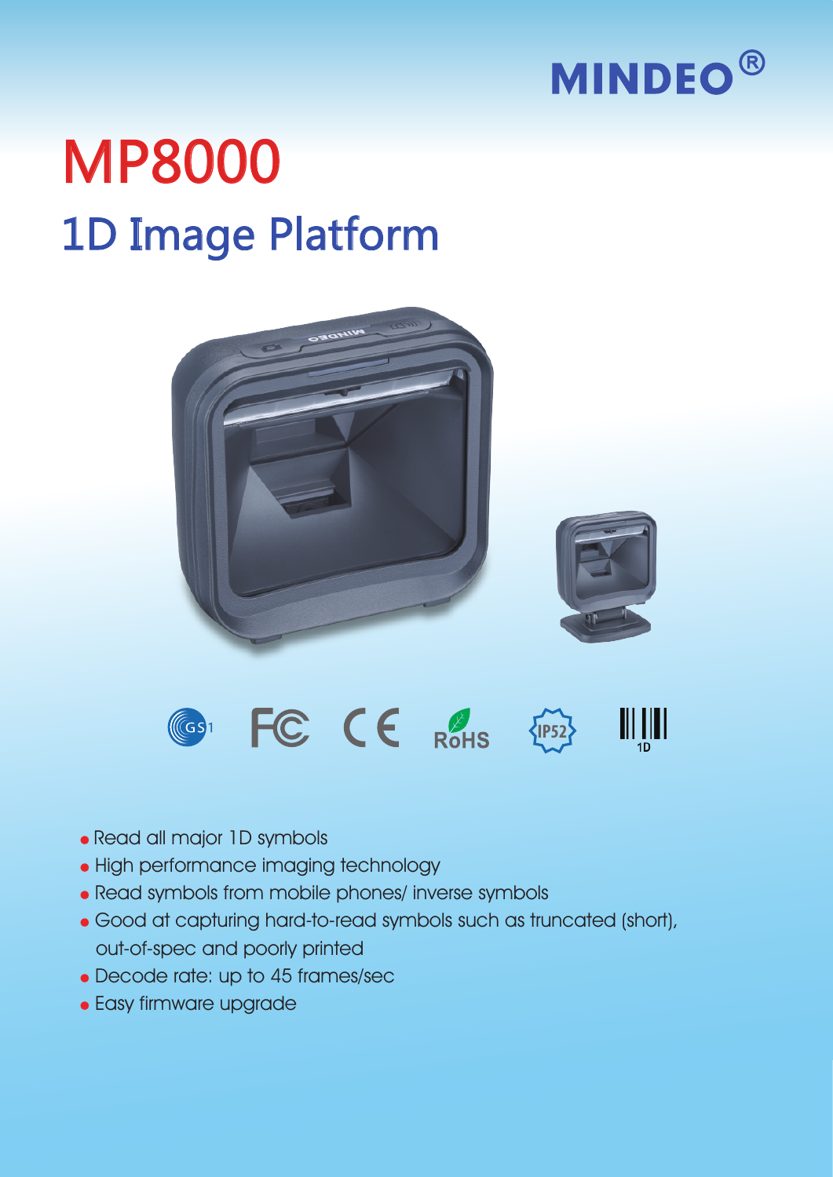MINDEO®

# MP8000

## 1D Image Platform

- Read all major 1D symbols
- High performance imaging technology
- Read symbols from mobile phones/ inverse symbols
- Good at capturing hard-to-read symbols such as truncated (short), out-of-spec and poorly printed
- Decode rate: up to 45 frames/sec
- Easy firmware upgrade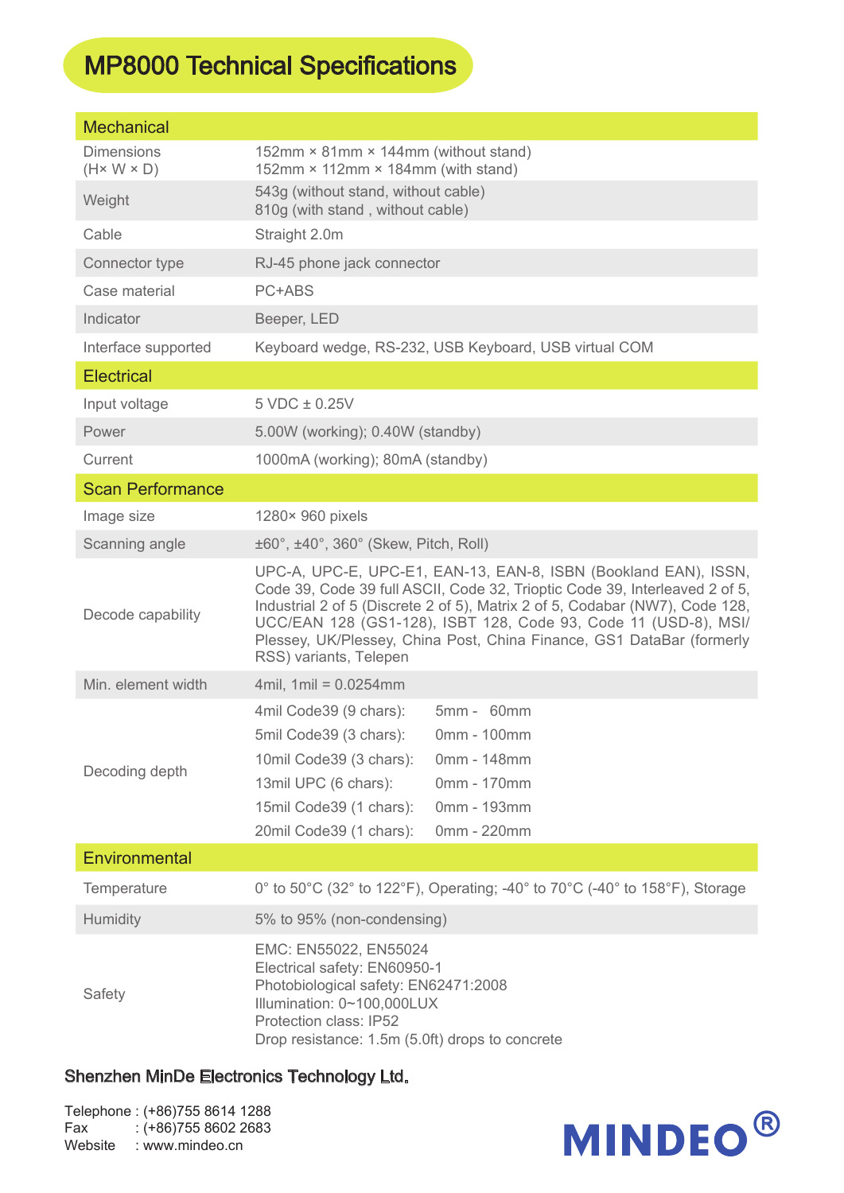# MP8000 Technical Specifications

| | |
|---|---|
| **Mechanical** | |
| Dimensions (H× W × D) | 152mm × 81mm × 144mm (without stand)<br>152mm × 112mm × 184mm (with stand) |
| Weight | 543g (without stand, without cable)<br>810g (with stand , without cable) |
| Cable | Straight 2.0m |
| Connector type | RJ-45 phone jack connector |
| Case material | PC+ABS |
| Indicator | Beeper, LED |
| Interface supported | Keyboard wedge, RS-232, USB Keyboard, USB virtual COM |
| **Electrical** | |
| Input voltage | 5 VDC ± 0.25V |
| Power | 5.00W (working); 0.40W (standby) |
| Current | 1000mA (working); 80mA (standby) |
| **Scan Performance** | |
| Image size | 1280× 960 pixels |
| Scanning angle | ±60°, ±40°, 360° (Skew, Pitch, Roll) |
| Decode capability | UPC-A, UPC-E, UPC-E1, EAN-13, EAN-8, ISBN (Bookland EAN), ISSN, Code 39, Code 39 full ASCII, Code 32, Trioptic Code 39, Interleaved 2 of 5, Industrial 2 of 5 (Discrete 2 of 5), Matrix 2 of 5, Codabar (NW7), Code 128, UCC/EAN 128 (GS1-128), ISBT 128, Code 93, Code 11 (USD-8), MSI/ Plessey, UK/Plessey, China Post, China Finance, GS1 DataBar (formerly RSS) variants, Telepen |
| Min. element width | 4mil, 1mil = 0.0254mm |
| Decoding depth | 4mil Code39 (9 chars): 5mm - 60mm<br>5mil Code39 (3 chars): 0mm - 100mm<br>10mil Code39 (3 chars): 0mm - 148mm<br>13mil UPC (6 chars): 0mm - 170mm<br>15mil Code39 (1 chars): 0mm - 193mm<br>20mil Code39 (1 chars): 0mm - 220mm |
| **Environmental** | |
| Temperature | 0° to 50°C (32° to 122°F), Operating; -40° to 70°C (-40° to 158°F), Storage |
| Humidity | 5% to 95% (non-condensing) |
| Safety | EMC: EN55022, EN55024<br>Electrical safety: EN60950-1<br>Photobiological safety: EN62471:2008<br>Illumination: 0~100,000LUX<br>Protection class: IP52<br>Drop resistance: 1.5m (5.0ft) drops to concrete |

**Shenzhen MinDe Electronics Technology Ltd.**

Telephone : (+86)755 8614 1288
Fax : (+86)755 8602 2683
Website : www.mindeo.cn

MINDEO®